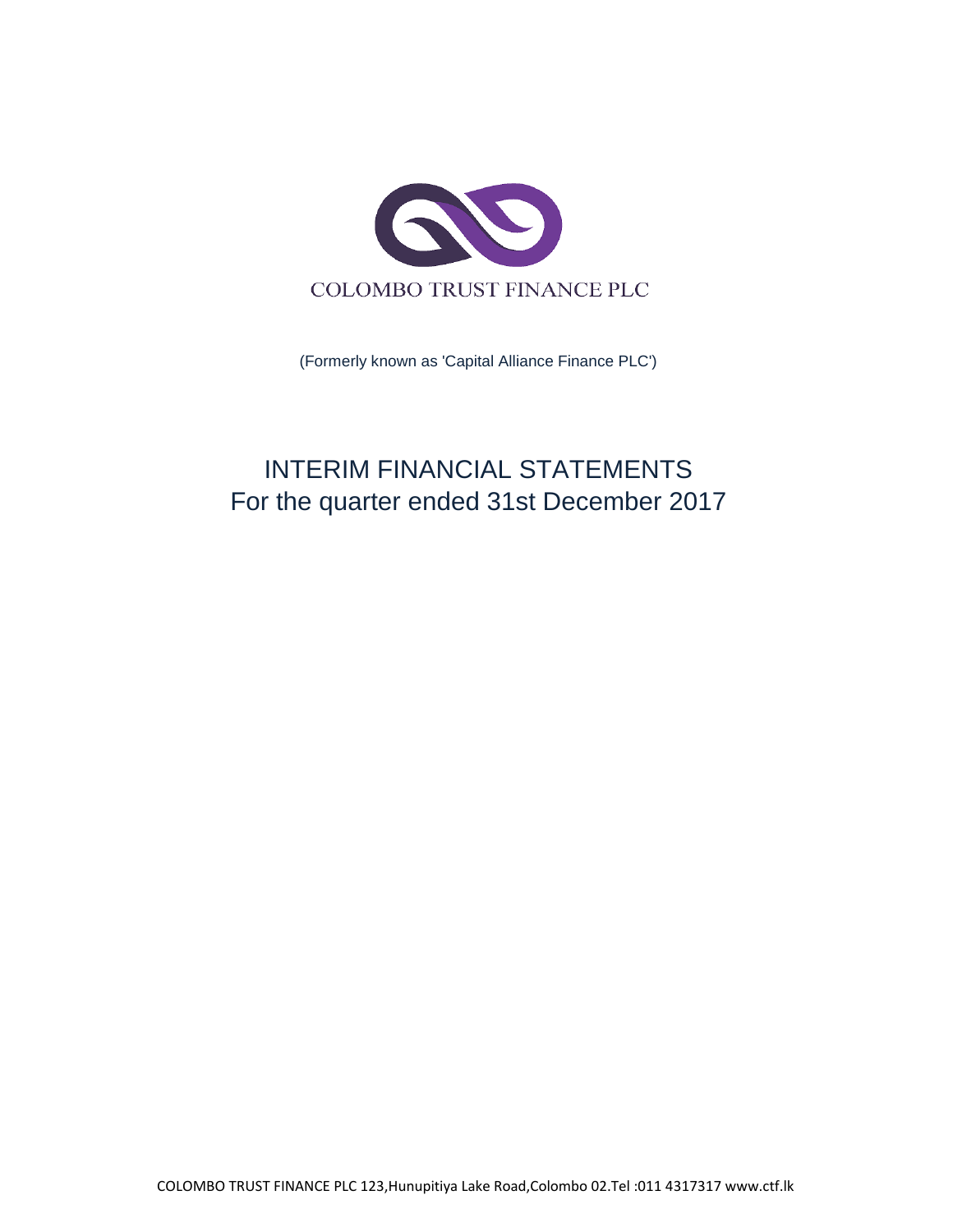COLOMBO TRUST FINANCE PLC

(Formerly known as 'Capital Alliance Finance PLC')

# INTERIM FINANCIAL STATEMENTS
## For the quarter ended 31st December 2017

COLOMBO TRUST FINANCE PLC 123,Hunupitiya Lake Road,Colombo 02.Tel :011 4317317 www.ctf.lk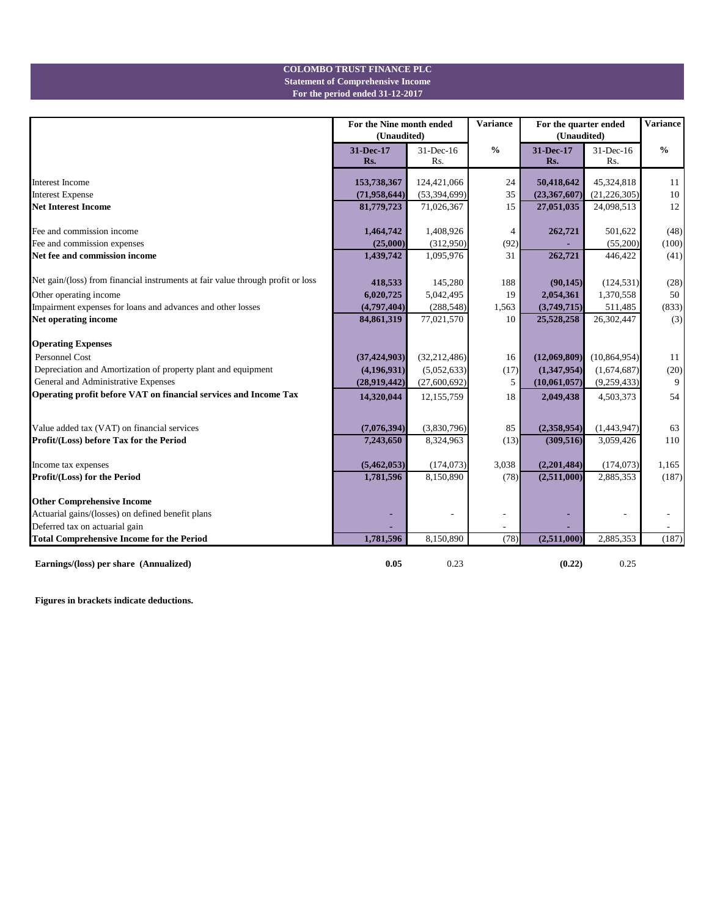**COLOMBO TRUST FINANCE PLC**
**Statement of Comprehensive Income**
**For the period ended 31-12-2017**

| | For the Nine month ended (Unaudited) | | Variance | For the quarter ended (Unaudited) | | Variance |
|---|---|---|---|---|---|---|
| | **31-Dec-17 Rs.** | 31-Dec-16 Rs. | **%** | **31-Dec-17 Rs.** | 31-Dec-16 Rs. | **%** |
| Interest Income | **153,738,367** | 124,421,066 | 24 | **50,418,642** | 45,324,818 | 11 |
| Interest Expense | **(71,958,644)** | (53,394,699) | 35 | **(23,367,607)** | (21,226,305) | 10 |
| **Net Interest Income** | **81,779,723** | 71,026,367 | 15 | **27,051,035** | 24,098,513 | 12 |
| Fee and commission income | **1,464,742** | 1,408,926 | 4 | **262,721** | 501,622 | (48) |
| Fee and commission expenses | **(25,000)** | (312,950) | (92) | **-** | (55,200) | (100) |
| **Net fee and commission income** | **1,439,742** | 1,095,976 | 31 | **262,721** | 446,422 | (41) |
| Net gain/(loss) from financial instruments at fair value through profit or loss | **418,533** | 145,280 | 188 | **(90,145)** | (124,531) | (28) |
| Other operating income | **6,020,725** | 5,042,495 | 19 | **2,054,361** | 1,370,558 | 50 |
| Impairment expenses for loans and advances and other losses | **(4,797,404)** | (288,548) | 1,563 | **(3,749,715)** | 511,485 | (833) |
| **Net operating income** | **84,861,319** | 77,021,570 | 10 | **25,528,258** | 26,302,447 | (3) |
| **Operating Expenses** | | | | | | |
| Personnel Cost | **(37,424,903)** | (32,212,486) | 16 | **(12,069,809)** | (10,864,954) | 11 |
| Depreciation and Amortization of property plant and equipment | **(4,196,931)** | (5,052,633) | (17) | **(1,347,954)** | (1,674,687) | (20) |
| General and Administrative Expenses | **(28,919,442)** | (27,600,692) | 5 | **(10,061,057)** | (9,259,433) | 9 |
| **Operating profit before VAT on financial services and Income Tax** | **14,320,044** | 12,155,759 | 18 | **2,049,438** | 4,503,373 | 54 |
| Value added tax (VAT) on financial services | **(7,076,394)** | (3,830,796) | 85 | **(2,358,954)** | (1,443,947) | 63 |
| **Profit/(Loss) before Tax for the Period** | **7,243,650** | 8,324,963 | (13) | **(309,516)** | 3,059,426 | 110 |
| Income tax expenses | **(5,462,053)** | (174,073) | 3,038 | **(2,201,484)** | (174,073) | 1,165 |
| **Profit/(Loss) for the Period** | **1,781,596** | 8,150,890 | (78) | **(2,511,000)** | 2,885,353 | (187) |
| **Other Comprehensive Income** | | | | | | |
| Actuarial gains/(losses) on defined benefit plans | **-** | - | - | **-** | - | - |
| Deferred tax on actuarial gain | **-** | | - | **-** | | - |
| **Total Comprehensive Income for the Period** | **1,781,596** | 8,150,890 | (78) | **(2,511,000)** | 2,885,353 | (187) |
| **Earnings/(loss) per share (Annualized)** | **0.05** | 0.23 | | **(0.22)** | 0.25 | |

**Figures in brackets indicate deductions.**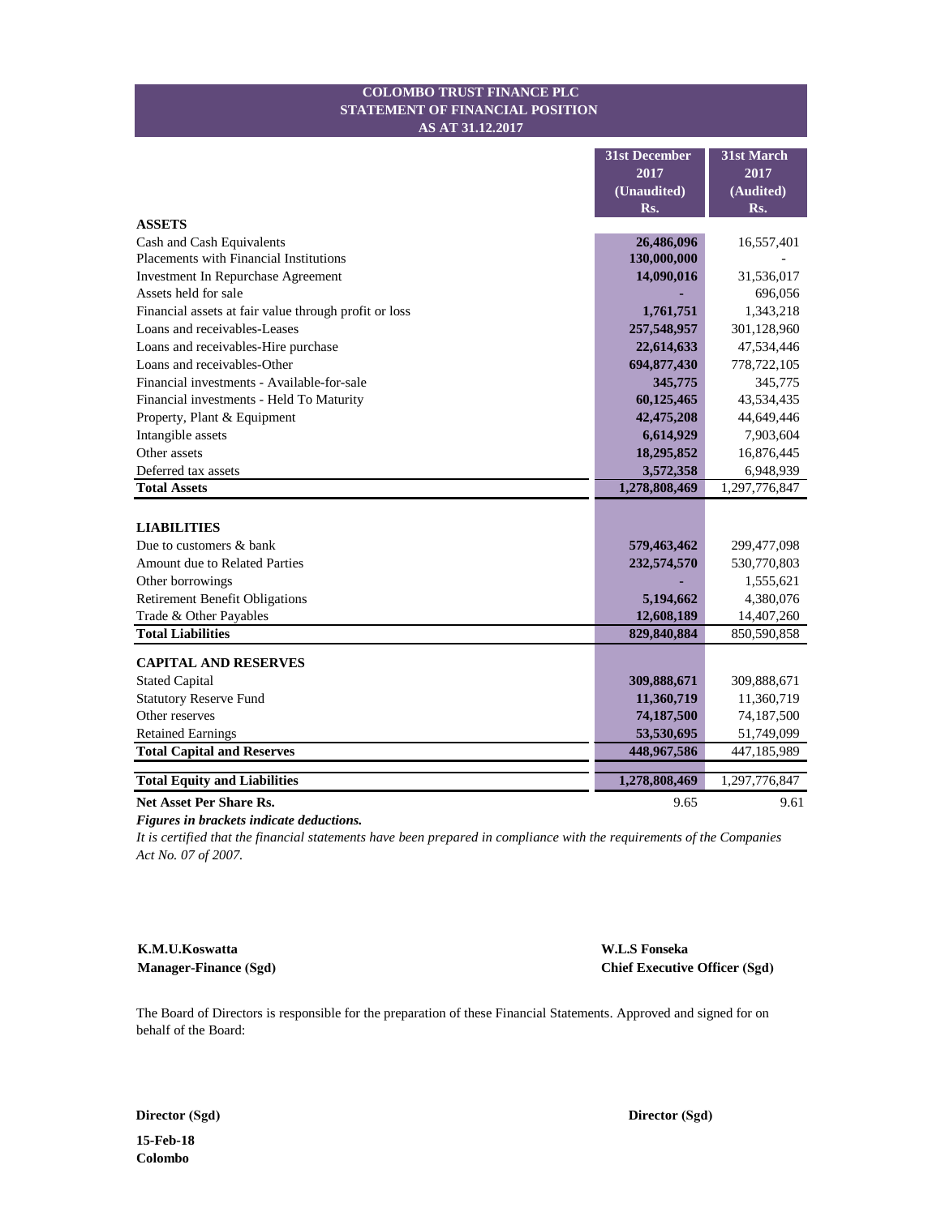**COLOMBO TRUST FINANCE PLC**
**STATEMENT OF FINANCIAL POSITION**
**AS AT 31.12.2017**

| | 31st December 2017 (Unaudited) Rs. | 31st March 2017 (Audited) Rs. |
|---|---|---|
| **ASSETS** | | |
| Cash and Cash Equivalents | **26,486,096** | 16,557,401 |
| Placements with Financial Institutions | **130,000,000** | - |
| Investment In Repurchase Agreement | **14,090,016** | 31,536,017 |
| Assets held for sale | **-** | 696,056 |
| Financial assets at fair value through profit or loss | **1,761,751** | 1,343,218 |
| Loans and receivables-Leases | **257,548,957** | 301,128,960 |
| Loans and receivables-Hire purchase | **22,614,633** | 47,534,446 |
| Loans and receivables-Other | **694,877,430** | 778,722,105 |
| Financial investments - Available-for-sale | **345,775** | 345,775 |
| Financial investments - Held To Maturity | **60,125,465** | 43,534,435 |
| Property, Plant & Equipment | **42,475,208** | 44,649,446 |
| Intangible assets | **6,614,929** | 7,903,604 |
| Other assets | **18,295,852** | 16,876,445 |
| Deferred tax assets | **3,572,358** | 6,948,939 |
| **Total Assets** | **1,278,808,469** | 1,297,776,847 |
| | | |
| **LIABILITIES** | | |
| Due to customers & bank | **579,463,462** | 299,477,098 |
| Amount due to Related Parties | **232,574,570** | 530,770,803 |
| Other borrowings | **-** | 1,555,621 |
| Retirement Benefit Obligations | **5,194,662** | 4,380,076 |
| Trade & Other Payables | **12,608,189** | 14,407,260 |
| **Total Liabilities** | **829,840,884** | 850,590,858 |
| | | |
| **CAPITAL AND RESERVES** | | |
| Stated Capital | **309,888,671** | 309,888,671 |
| Statutory Reserve Fund | **11,360,719** | 11,360,719 |
| Other reserves | **74,187,500** | 74,187,500 |
| Retained Earnings | **53,530,695** | 51,749,099 |
| **Total Capital and Reserves** | **448,967,586** | 447,185,989 |
| | | |
| **Total Equity and Liabilities** | **1,278,808,469** | 1,297,776,847 |
| **Net Asset Per Share Rs.** | 9.65 | 9.61 |

***Figures in brackets indicate deductions.***

*It is certified that the financial statements have been prepared in compliance with the requirements of the Companies Act No. 07 of 2007.*

**K.M.U.Koswatta**
**Manager-Finance (Sgd)**

**W.L.S Fonseka**
**Chief Executive Officer (Sgd)**

The Board of Directors is responsible for the preparation of these Financial Statements. Approved and signed for on behalf of the Board:

**Director (Sgd)**

**Director (Sgd)**

**15-Feb-18**
**Colombo**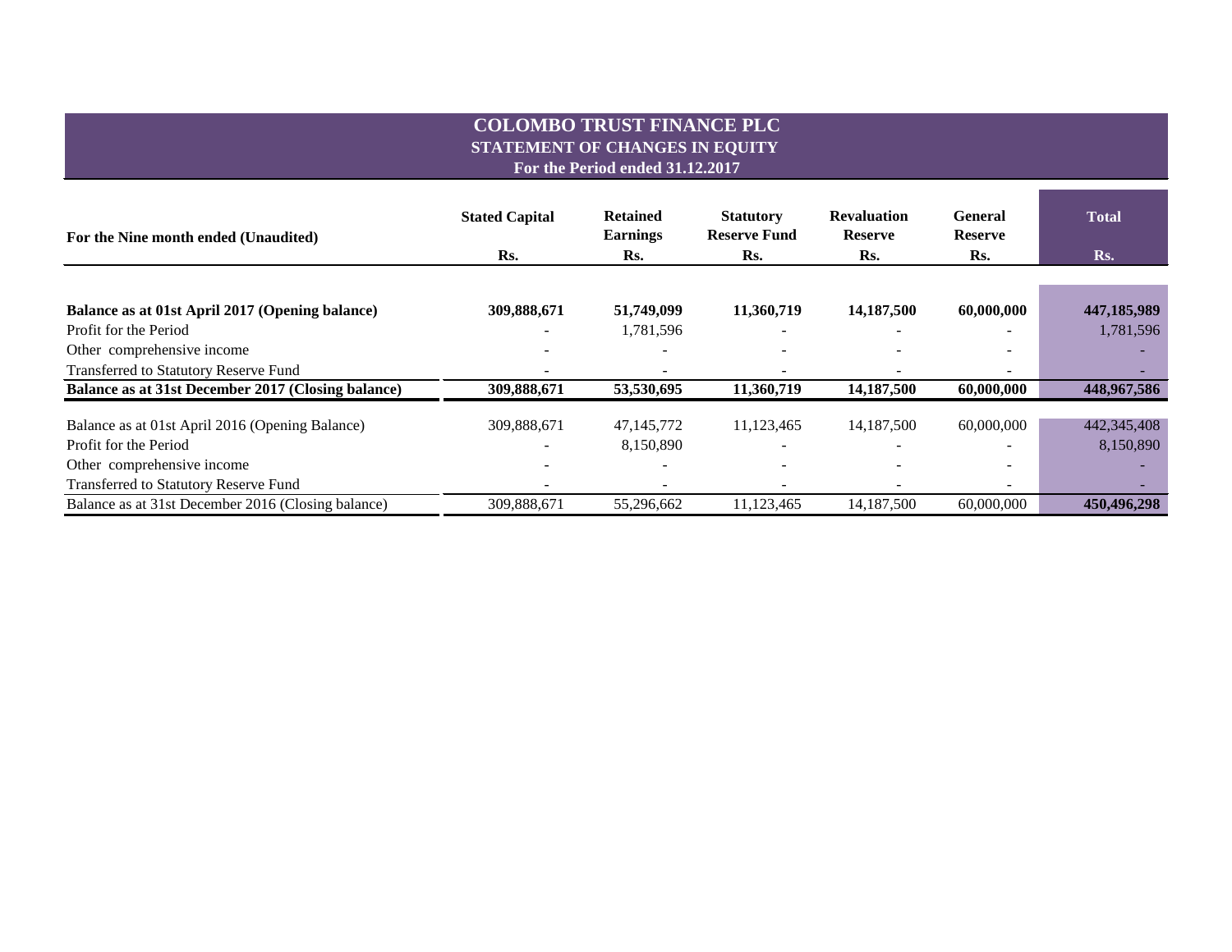# COLOMBO TRUST FINANCE PLC

## STATEMENT OF CHANGES IN EQUITY

### For the Period ended 31.12.2017

| For the Nine month ended (Unaudited) | Stated Capital<br>Rs. | Retained Earnings<br>Rs. | Statutory Reserve Fund<br>Rs. | Revaluation Reserve<br>Rs. | General Reserve<br>Rs. | Total<br>Rs. |
|---|---|---|---|---|---|---|
| **Balance as at 01st April 2017 (Opening balance)** | **309,888,671** | **51,749,099** | **11,360,719** | **14,187,500** | **60,000,000** | **447,185,989** |
| Profit for the Period | - | 1,781,596 | - | - | - | 1,781,596 |
| Other comprehensive income | - | - | - | - | - | - |
| Transferred to Statutory Reserve Fund | - | - | - | - | - | - |
| **Balance as at 31st December 2017 (Closing balance)** | **309,888,671** | **53,530,695** | **11,360,719** | **14,187,500** | **60,000,000** | **448,967,586** |
| Balance as at 01st April 2016 (Opening Balance) | 309,888,671 | 47,145,772 | 11,123,465 | 14,187,500 | 60,000,000 | 442,345,408 |
| Profit for the Period | - | 8,150,890 | - | - | - | 8,150,890 |
| Other comprehensive income | - | - | - | - | - | - |
| Transferred to Statutory Reserve Fund | - | - | - | - | - | - |
| Balance as at 31st December 2016 (Closing balance) | 309,888,671 | 55,296,662 | 11,123,465 | 14,187,500 | 60,000,000 | **450,496,298** |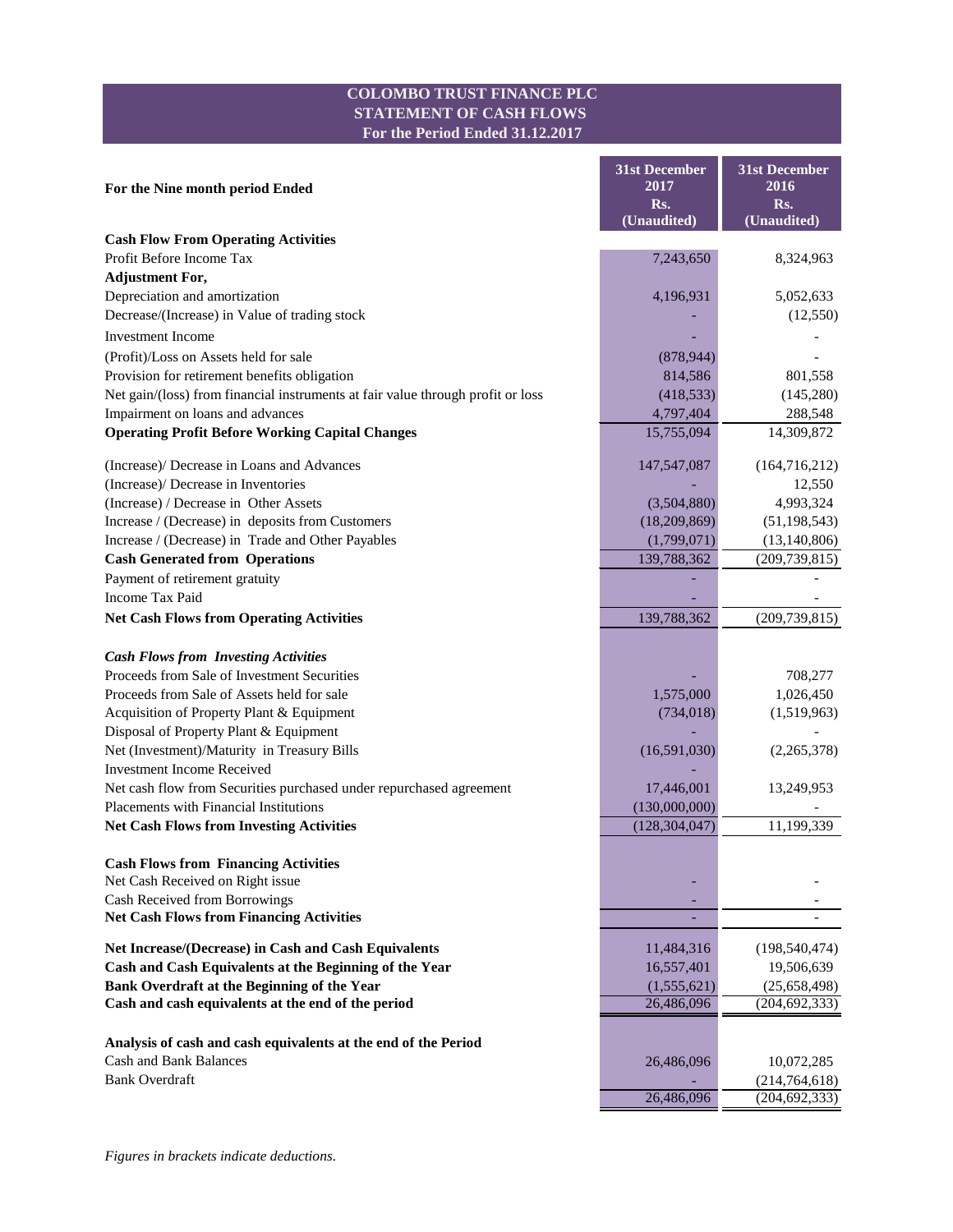# COLOMBO TRUST FINANCE PLC
## STATEMENT OF CASH FLOWS
### For the Period Ended 31.12.2017

| For the Nine month period Ended | 31st December 2017 Rs. (Unaudited) | 31st December 2016 Rs. (Unaudited) |
|---|---|---|
| **Cash Flow From Operating Activities** | | |
| Profit Before Income Tax | 7,243,650 | 8,324,963 |
| **Adjustment For,** | | |
| Depreciation and amortization | 4,196,931 | 5,052,633 |
| Decrease/(Increase) in Value of trading stock | - | (12,550) |
| Investment Income | - | - |
| (Profit)/Loss on Assets held for sale | (878,944) | - |
| Provision for retirement benefits obligation | 814,586 | 801,558 |
| Net gain/(loss) from financial instruments at fair value through profit or loss | (418,533) | (145,280) |
| Impairment on loans and advances | 4,797,404 | 288,548 |
| **Operating Profit Before Working Capital Changes** | 15,755,094 | 14,309,872 |
| (Increase)/ Decrease in Loans and Advances | 147,547,087 | (164,716,212) |
| (Increase)/ Decrease in Inventories | - | 12,550 |
| (Increase) / Decrease in Other Assets | (3,504,880) | 4,993,324 |
| Increase / (Decrease) in deposits from Customers | (18,209,869) | (51,198,543) |
| Increase / (Decrease) in Trade and Other Payables | (1,799,071) | (13,140,806) |
| **Cash Generated from Operations** | 139,788,362 | (209,739,815) |
| Payment of retirement gratuity | - | - |
| Income Tax Paid | - | - |
| **Net Cash Flows from Operating Activities** | 139,788,362 | (209,739,815) |
| ***Cash Flows from Investing Activities*** | | |
| Proceeds from Sale of Investment Securities | - | 708,277 |
| Proceeds from Sale of Assets held for sale | 1,575,000 | 1,026,450 |
| Acquisition of Property Plant & Equipment | (734,018) | (1,519,963) |
| Disposal of Property Plant & Equipment | - | - |
| Net (Investment)/Maturity in Treasury Bills | (16,591,030) | (2,265,378) |
| Investment Income Received | - | |
| Net cash flow from Securities purchased under repurchased agreement | 17,446,001 | 13,249,953 |
| Placements with Financial Institutions | (130,000,000) | - |
| **Net Cash Flows from Investing Activities** | (128,304,047) | 11,199,339 |
| **Cash Flows from Financing Activities** | | |
| Net Cash Received on Right issue | - | - |
| Cash Received from Borrowings | - | - |
| **Net Cash Flows from Financing Activities** | - | - |
| **Net Increase/(Decrease) in Cash and Cash Equivalents** | 11,484,316 | (198,540,474) |
| **Cash and Cash Equivalents at the Beginning of the Year** | 16,557,401 | 19,506,639 |
| **Bank Overdraft at the Beginning of the Year** | (1,555,621) | (25,658,498) |
| **Cash and cash equivalents at the end of the period** | 26,486,096 | (204,692,333) |
| **Analysis of cash and cash equivalents at the end of the Period** | | |
| Cash and Bank Balances | 26,486,096 | 10,072,285 |
| Bank Overdraft | - | (214,764,618) |
| | 26,486,096 | (204,692,333) |

*Figures in brackets indicate deductions.*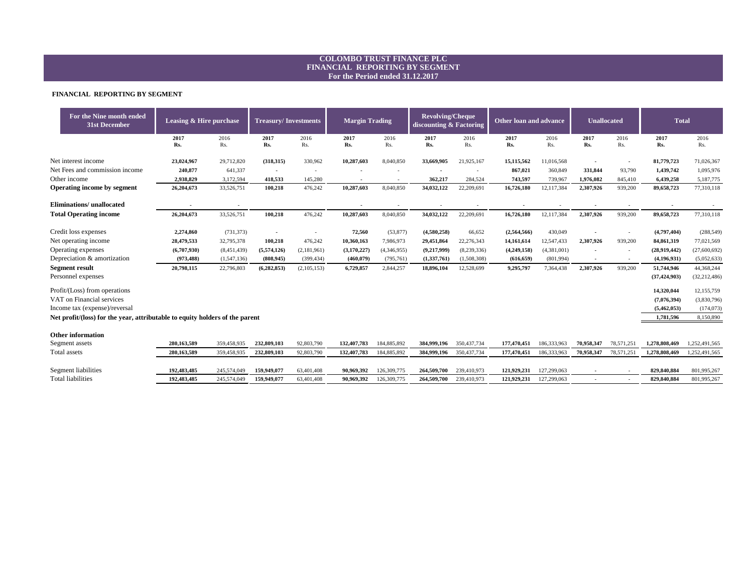# COLOMBO TRUST FINANCE PLC
## FINANCIAL REPORTING BY SEGMENT
### For the Period ended 31.12.2017

**FINANCIAL REPORTING BY SEGMENT**

| For the Nine month ended 31st December | Leasing & Hire purchase | | Treasury/ Investments | | Margin Trading | | Revolving/Cheque discounting & Factoring | | Other loan and advance | | Unallocated | | Total | |
|---|---|---|---|---|---|---|---|---|---|---|---|---|---|---|
| | **2017 Rs.** | 2016 Rs. | **2017 Rs.** | 2016 Rs. | **2017 Rs.** | 2016 Rs. | **2017 Rs.** | 2016 Rs. | **2017 Rs.** | 2016 Rs. | **2017 Rs.** | 2016 Rs. | **2017 Rs.** | 2016 Rs. |
| Net interest income | **23,024,967** | 29,712,820 | **(318,315)** | 330,962 | **10,287,603** | 8,040,850 | **33,669,905** | 21,925,167 | **15,115,562** | 11,016,568 | **-** | - | **81,779,723** | 71,026,367 |
| Net Fees and commission income | **240,877** | 641,337 | **-** | - | **-** | - | **-** | - | **867,021** | 360,849 | **331,844** | 93,790 | **1,439,742** | 1,095,976 |
| Other income | **2,938,829** | 3,172,594 | **418,533** | 145,280 | **-** | - | **362,217** | 284,524 | **743,597** | 739,967 | **1,976,082** | 845,410 | **6,439,258** | 5,187,775 |
| **Operating income by segment** | **26,204,673** | 33,526,751 | **100,218** | 476,242 | **10,287,603** | 8,040,850 | **34,032,122** | 22,209,691 | **16,726,180** | 12,117,384 | **2,307,926** | 939,200 | **89,658,723** | 77,310,118 |
| **Eliminations/ unallocated** | **-** | - | | | **-** | - | **-** | - | **-** | - | **-** | - | **-** | - |
| **Total Operating income** | **26,204,673** | 33,526,751 | **100,218** | 476,242 | **10,287,603** | 8,040,850 | **34,032,122** | 22,209,691 | **16,726,180** | 12,117,384 | **2,307,926** | 939,200 | **89,658,723** | 77,310,118 |
| Credit loss expenses | **2,274,860** | (731,373) | **-** | - | **72,560** | (53,877) | **(4,580,258)** | 66,652 | **(2,564,566)** | 430,049 | **-** | - | **(4,797,404)** | (288,549) |
| Net operating income | **28,479,533** | 32,795,378 | **100,218** | 476,242 | **10,360,163** | 7,986,973 | **29,451,864** | 22,276,343 | **14,161,614** | 12,547,433 | **2,307,926** | 939,200 | **84,861,319** | 77,021,569 |
| Operating expenses | **(6,707,930)** | (8,451,439) | **(5,574,126)** | (2,181,961) | **(3,170,227)** | (4,346,955) | **(9,217,999)** | (8,239,336) | **(4,249,158)** | (4,381,001) | **-** | - | **(28,919,442)** | (27,600,692) |
| Depreciation & amortization | **(973,488)** | (1,547,136) | **(808,945)** | (399,434) | **(460,079)** | (795,761) | **(1,337,761)** | (1,508,308) | **(616,659)** | (801,994) | **-** | - | **(4,196,931)** | (5,052,633) |
| **Segment result** | **20,798,115** | 22,796,803 | **(6,282,853)** | (2,105,153) | **6,729,857** | 2,844,257 | **18,896,104** | 12,528,699 | **9,295,797** | 7,364,438 | **2,307,926** | 939,200 | **51,744,946** | 44,368,244 |
| Personnel expenses | | | | | | | | | | | | | **(37,424,903)** | (32,212,486) |
| Profit/(Loss) from operations | | | | | | | | | | | | | **14,320,044** | 12,155,759 |
| VAT on Financial services | | | | | | | | | | | | | **(7,076,394)** | (3,830,796) |
| Income tax (expense)/reversal | | | | | | | | | | | | | **(5,462,053)** | (174,073) |
| **Net profit/(loss) for the year, attributable to equity holders of the parent** | | | | | | | | | | | | | **1,781,596** | 8,150,890 |
| **Other information** | | | | | | | | | | | | | | |
| Segment assets | **280,163,589** | 359,458,935 | **232,809,103** | 92,803,790 | **132,407,783** | 184,885,892 | **384,999,196** | 350,437,734 | **177,470,451** | 186,333,963 | **70,958,347** | 78,571,251 | **1,278,808,469** | 1,252,491,565 |
| Total assets | **280,163,589** | 359,458,935 | **232,809,103** | 92,803,790 | **132,407,783** | 184,885,892 | **384,999,196** | 350,437,734 | **177,470,451** | 186,333,963 | **70,958,347** | 78,571,251 | **1,278,808,469** | 1,252,491,565 |
| Segment liabilities | **192,483,485** | 245,574,049 | **159,949,077** | 63,401,408 | **90,969,392** | 126,309,775 | **264,509,700** | 239,410,973 | **121,929,231** | 127,299,063 | **-** | - | **829,840,884** | 801,995,267 |
| Total liabilities | **192,483,485** | 245,574,049 | **159,949,077** | 63,401,408 | **90,969,392** | 126,309,775 | **264,509,700** | 239,410,973 | **121,929,231** | 127,299,063 | **-** | - | **829,840,884** | 801,995,267 |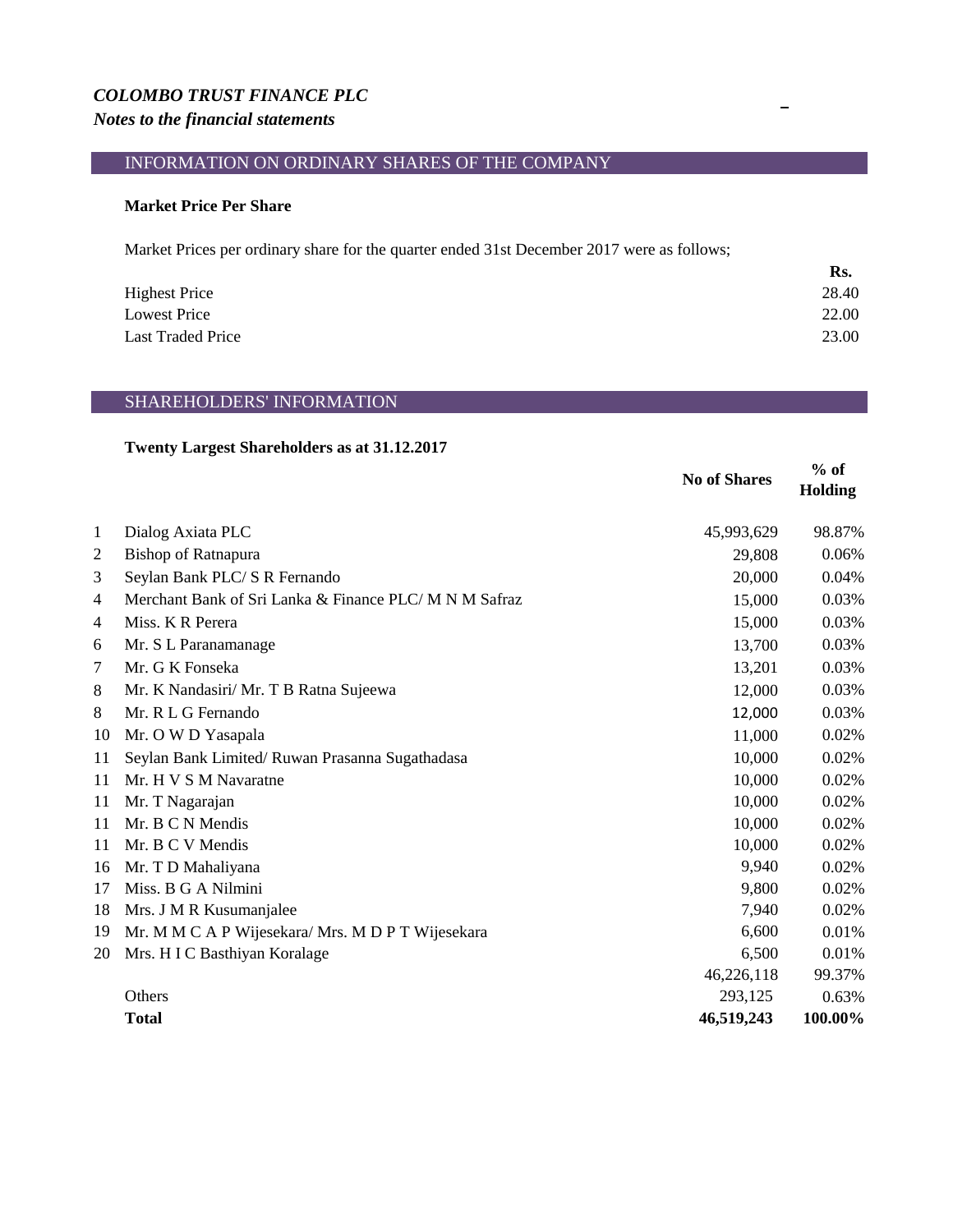***COLOMBO TRUST FINANCE PLC***

***Notes to the financial statements***

## INFORMATION ON ORDINARY SHARES OF THE COMPANY

### Market Price Per Share

Market Prices per ordinary share for the quarter ended 31st December 2017 were as follows;

| | Rs. |
|---|---|
| Highest Price | 28.40 |
| Lowest Price | 22.00 |
| Last Traded Price | 23.00 |

## SHAREHOLDERS' INFORMATION

### Twenty Largest Shareholders as at 31.12.2017

| | | No of Shares | % of Holding |
|---|---|---|---|
| 1 | Dialog Axiata PLC | 45,993,629 | 98.87% |
| 2 | Bishop of Ratnapura | 29,808 | 0.06% |
| 3 | Seylan Bank PLC/ S R Fernando | 20,000 | 0.04% |
| 4 | Merchant Bank of Sri Lanka & Finance PLC/ M N M Safraz | 15,000 | 0.03% |
| 4 | Miss. K R Perera | 15,000 | 0.03% |
| 6 | Mr. S L Paranamanage | 13,700 | 0.03% |
| 7 | Mr. G K Fonseka | 13,201 | 0.03% |
| 8 | Mr. K Nandasiri/ Mr. T B Ratna Sujeewa | 12,000 | 0.03% |
| 8 | Mr. R L G Fernando | 12,000 | 0.03% |
| 10 | Mr. O W D Yasapala | 11,000 | 0.02% |
| 11 | Seylan Bank Limited/ Ruwan Prasanna Sugathadasa | 10,000 | 0.02% |
| 11 | Mr. H V S M Navaratne | 10,000 | 0.02% |
| 11 | Mr. T Nagarajan | 10,000 | 0.02% |
| 11 | Mr. B C N Mendis | 10,000 | 0.02% |
| 11 | Mr. B C V Mendis | 10,000 | 0.02% |
| 16 | Mr. T D Mahaliyana | 9,940 | 0.02% |
| 17 | Miss. B G A Nilmini | 9,800 | 0.02% |
| 18 | Mrs. J M R Kusumanjalee | 7,940 | 0.02% |
| 19 | Mr. M M C A P Wijesekara/ Mrs. M D P T Wijesekara | 6,600 | 0.01% |
| 20 | Mrs. H I C Basthiyan Koralage | 6,500 | 0.01% |
| | | 46,226,118 | 99.37% |
| | Others | 293,125 | 0.63% |
| | **Total** | **46,519,243** | **100.00%** |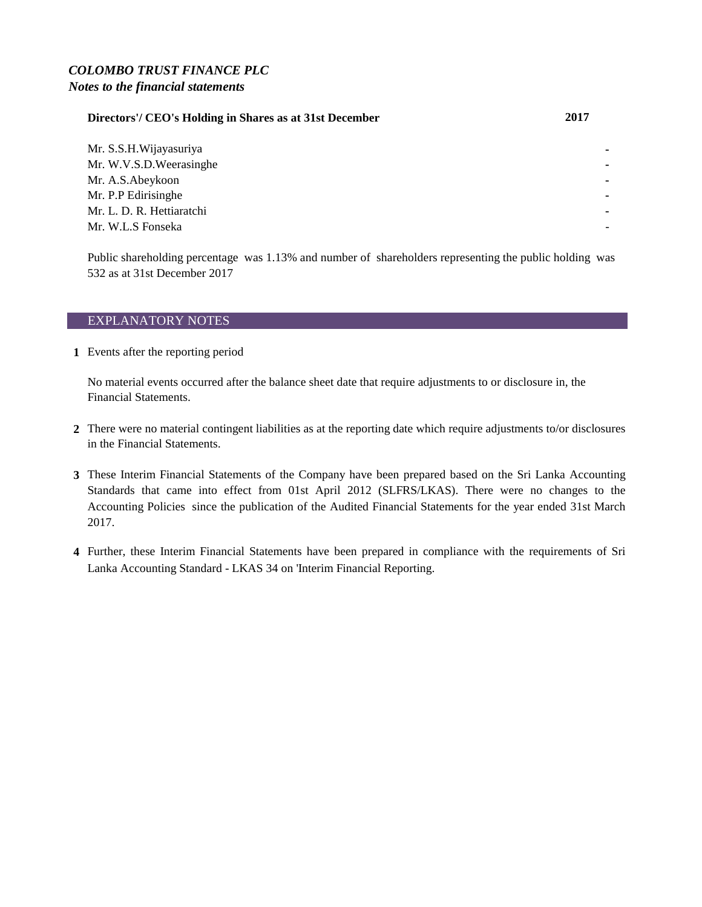***COLOMBO TRUST FINANCE PLC***
***Notes to the financial statements***

| Directors'/ CEO's Holding in Shares as at 31st December | 2017 |
|---|---|
| Mr. S.S.H.Wijayasuriya | - |
| Mr. W.V.S.D.Weerasinghe | - |
| Mr. A.S.Abeykoon | - |
| Mr. P.P Edirisinghe | - |
| Mr. L. D. R. Hettiaratchi | - |
| Mr. W.L.S Fonseka | - |

Public shareholding percentage was 1.13% and number of shareholders representing the public holding was 532 as at 31st December 2017

## EXPLANATORY NOTES

**1** Events after the reporting period

No material events occurred after the balance sheet date that require adjustments to or disclosure in, the Financial Statements.

**2** There were no material contingent liabilities as at the reporting date which require adjustments to/or disclosures in the Financial Statements.

**3** These Interim Financial Statements of the Company have been prepared based on the Sri Lanka Accounting Standards that came into effect from 01st April 2012 (SLFRS/LKAS). There were no changes to the Accounting Policies since the publication of the Audited Financial Statements for the year ended 31st March 2017.

**4** Further, these Interim Financial Statements have been prepared in compliance with the requirements of Sri Lanka Accounting Standard - LKAS 34 on 'Interim Financial Reporting.